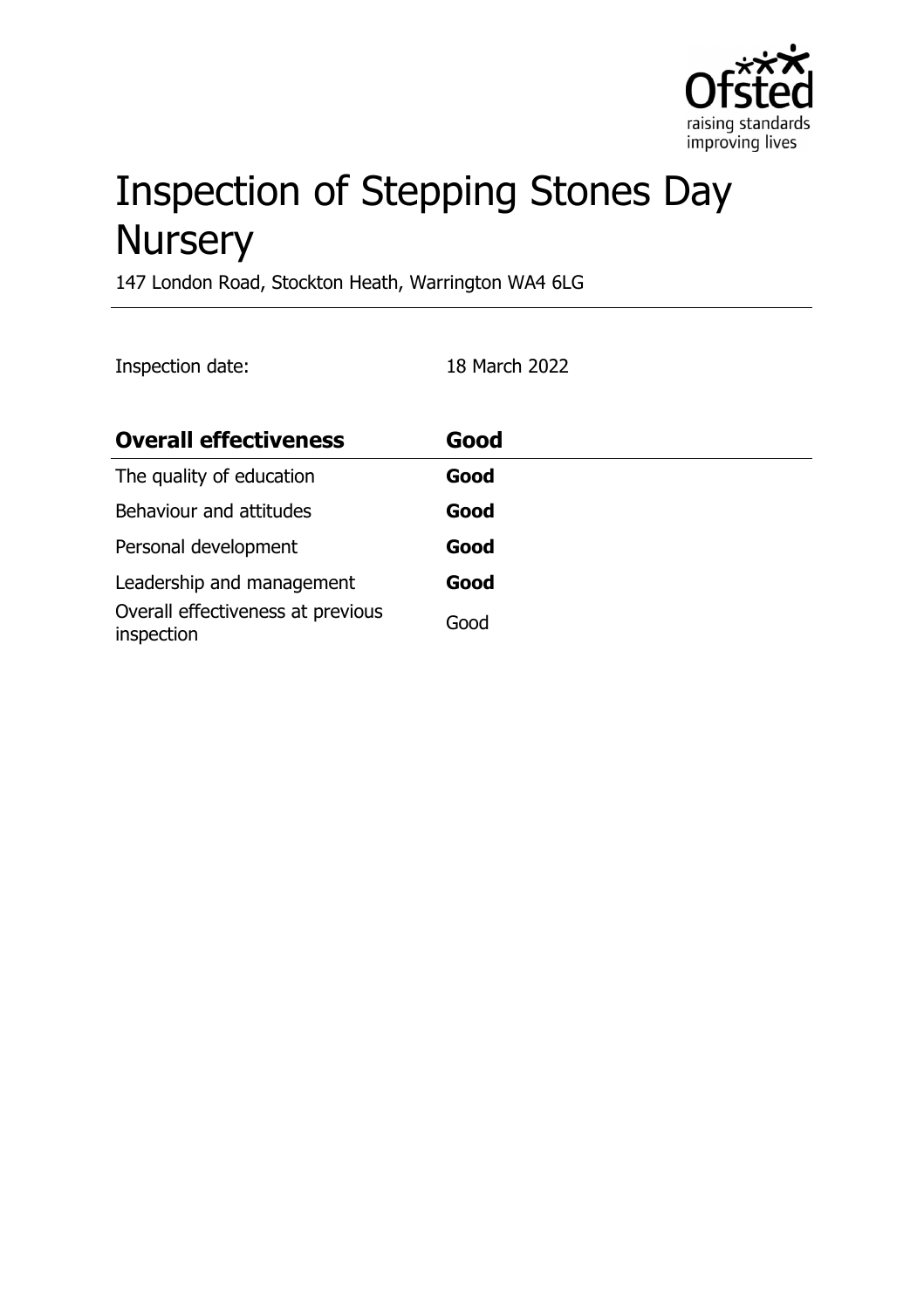# Inspection of Stepping Stones Day Nursery

147 London Road, Stockton Heath, Warrington WA4 6LG

Inspection date: 18 March 2022

| **Overall effectiveness** | **Good** |
| --- | --- |
| The quality of education | **Good** |
| Behaviour and attitudes | **Good** |
| Personal development | **Good** |
| Leadership and management | **Good** |
| Overall effectiveness at previous inspection | Good |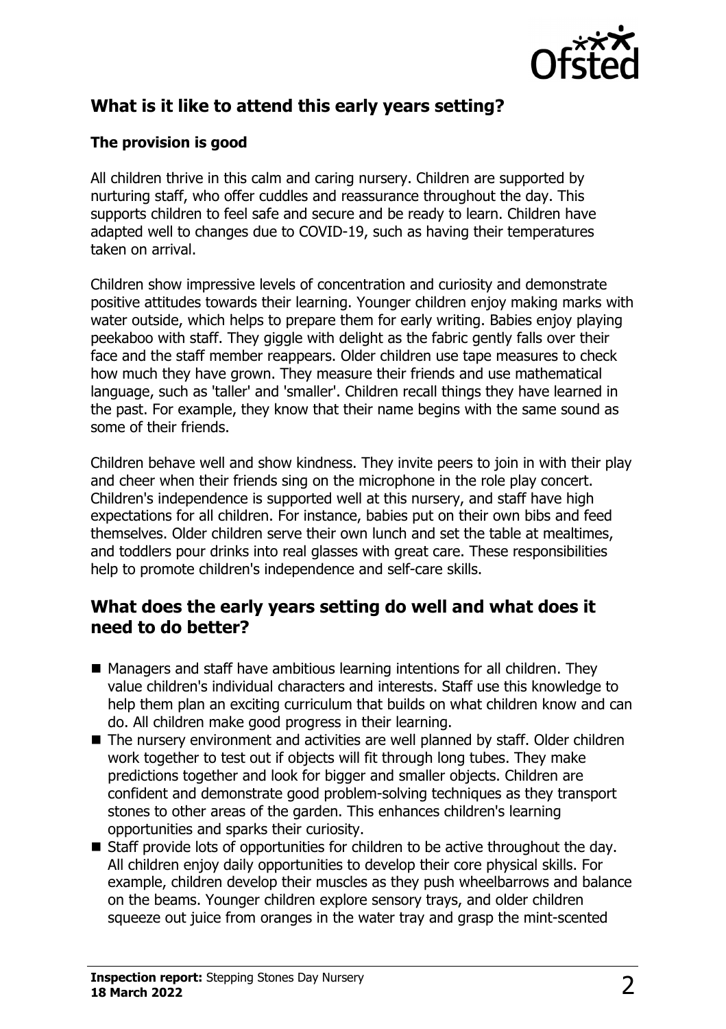## What is it like to attend this early years setting?

### The provision is good

All children thrive in this calm and caring nursery. Children are supported by nurturing staff, who offer cuddles and reassurance throughout the day. This supports children to feel safe and secure and be ready to learn. Children have adapted well to changes due to COVID-19, such as having their temperatures taken on arrival.

Children show impressive levels of concentration and curiosity and demonstrate positive attitudes towards their learning. Younger children enjoy making marks with water outside, which helps to prepare them for early writing. Babies enjoy playing peekaboo with staff. They giggle with delight as the fabric gently falls over their face and the staff member reappears. Older children use tape measures to check how much they have grown. They measure their friends and use mathematical language, such as 'taller' and 'smaller'. Children recall things they have learned in the past. For example, they know that their name begins with the same sound as some of their friends.

Children behave well and show kindness. They invite peers to join in with their play and cheer when their friends sing on the microphone in the role play concert. Children's independence is supported well at this nursery, and staff have high expectations for all children. For instance, babies put on their own bibs and feed themselves. Older children serve their own lunch and set the table at mealtimes, and toddlers pour drinks into real glasses with great care. These responsibilities help to promote children's independence and self-care skills.

## What does the early years setting do well and what does it need to do better?

- Managers and staff have ambitious learning intentions for all children. They value children's individual characters and interests. Staff use this knowledge to help them plan an exciting curriculum that builds on what children know and can do. All children make good progress in their learning.
- The nursery environment and activities are well planned by staff. Older children work together to test out if objects will fit through long tubes. They make predictions together and look for bigger and smaller objects. Children are confident and demonstrate good problem-solving techniques as they transport stones to other areas of the garden. This enhances children's learning opportunities and sparks their curiosity.
- Staff provide lots of opportunities for children to be active throughout the day. All children enjoy daily opportunities to develop their core physical skills. For example, children develop their muscles as they push wheelbarrows and balance on the beams. Younger children explore sensory trays, and older children squeeze out juice from oranges in the water tray and grasp the mint-scented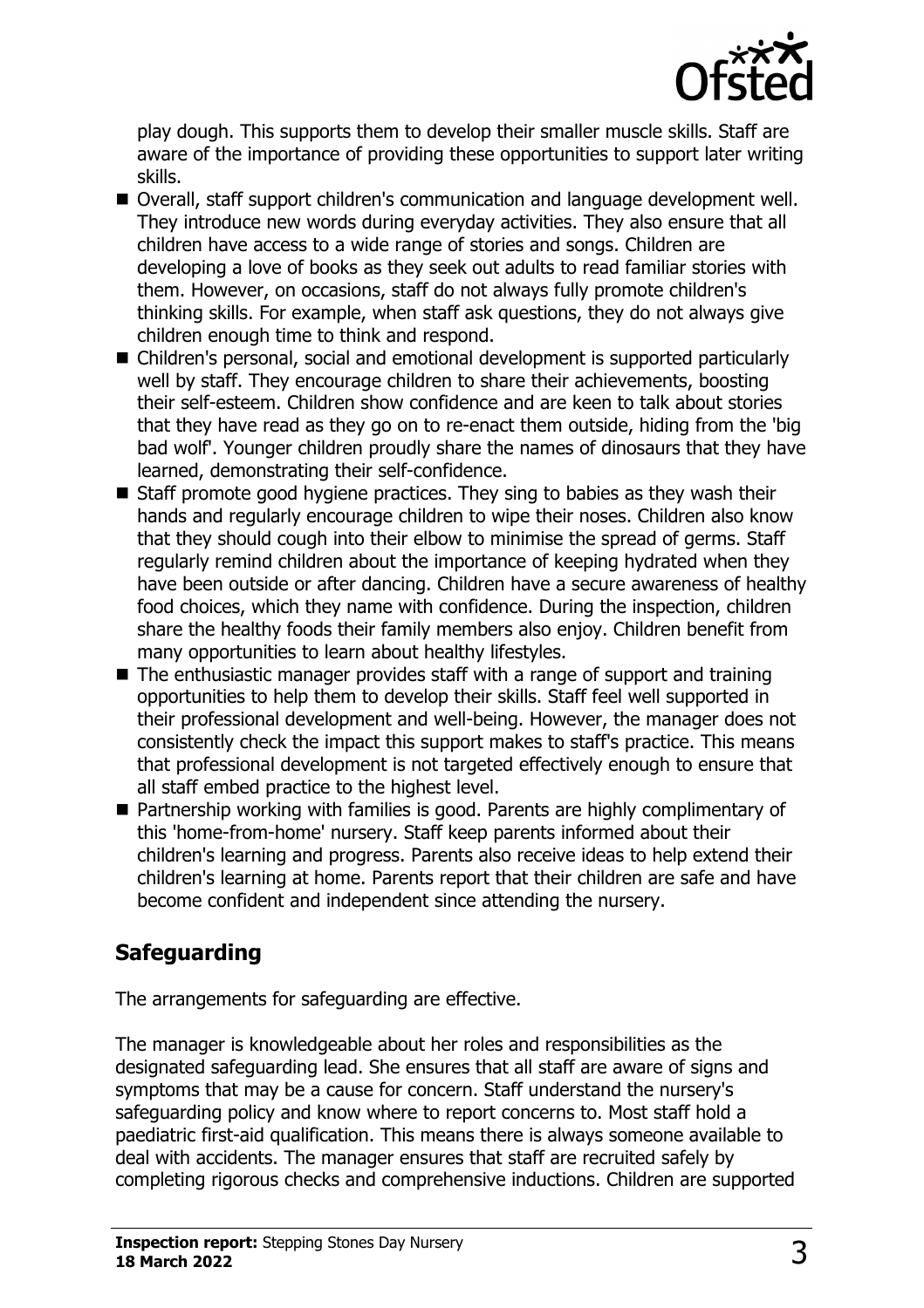play dough. This supports them to develop their smaller muscle skills. Staff are aware of the importance of providing these opportunities to support later writing skills.

- Overall, staff support children's communication and language development well. They introduce new words during everyday activities. They also ensure that all children have access to a wide range of stories and songs. Children are developing a love of books as they seek out adults to read familiar stories with them. However, on occasions, staff do not always fully promote children's thinking skills. For example, when staff ask questions, they do not always give children enough time to think and respond.
- Children's personal, social and emotional development is supported particularly well by staff. They encourage children to share their achievements, boosting their self-esteem. Children show confidence and are keen to talk about stories that they have read as they go on to re-enact them outside, hiding from the 'big bad wolf'. Younger children proudly share the names of dinosaurs that they have learned, demonstrating their self-confidence.
- Staff promote good hygiene practices. They sing to babies as they wash their hands and regularly encourage children to wipe their noses. Children also know that they should cough into their elbow to minimise the spread of germs. Staff regularly remind children about the importance of keeping hydrated when they have been outside or after dancing. Children have a secure awareness of healthy food choices, which they name with confidence. During the inspection, children share the healthy foods their family members also enjoy. Children benefit from many opportunities to learn about healthy lifestyles.
- The enthusiastic manager provides staff with a range of support and training opportunities to help them to develop their skills. Staff feel well supported in their professional development and well-being. However, the manager does not consistently check the impact this support makes to staff's practice. This means that professional development is not targeted effectively enough to ensure that all staff embed practice to the highest level.
- Partnership working with families is good. Parents are highly complimentary of this 'home-from-home' nursery. Staff keep parents informed about their children's learning and progress. Parents also receive ideas to help extend their children's learning at home. Parents report that their children are safe and have become confident and independent since attending the nursery.

## Safeguarding

The arrangements for safeguarding are effective.

The manager is knowledgeable about her roles and responsibilities as the designated safeguarding lead. She ensures that all staff are aware of signs and symptoms that may be a cause for concern. Staff understand the nursery's safeguarding policy and know where to report concerns to. Most staff hold a paediatric first-aid qualification. This means there is always someone available to deal with accidents. The manager ensures that staff are recruited safely by completing rigorous checks and comprehensive inductions. Children are supported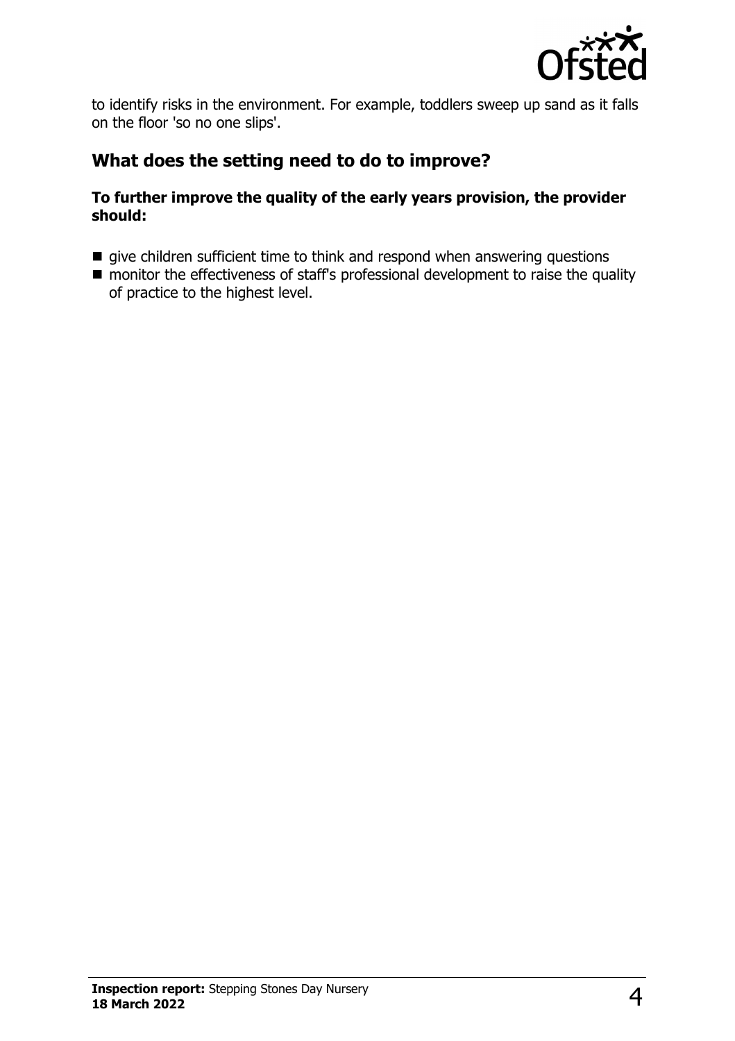to identify risks in the environment. For example, toddlers sweep up sand as it falls on the floor 'so no one slips'.

## What does the setting need to do to improve?

**To further improve the quality of the early years provision, the provider should:**

- give children sufficient time to think and respond when answering questions
- monitor the effectiveness of staff's professional development to raise the quality of practice to the highest level.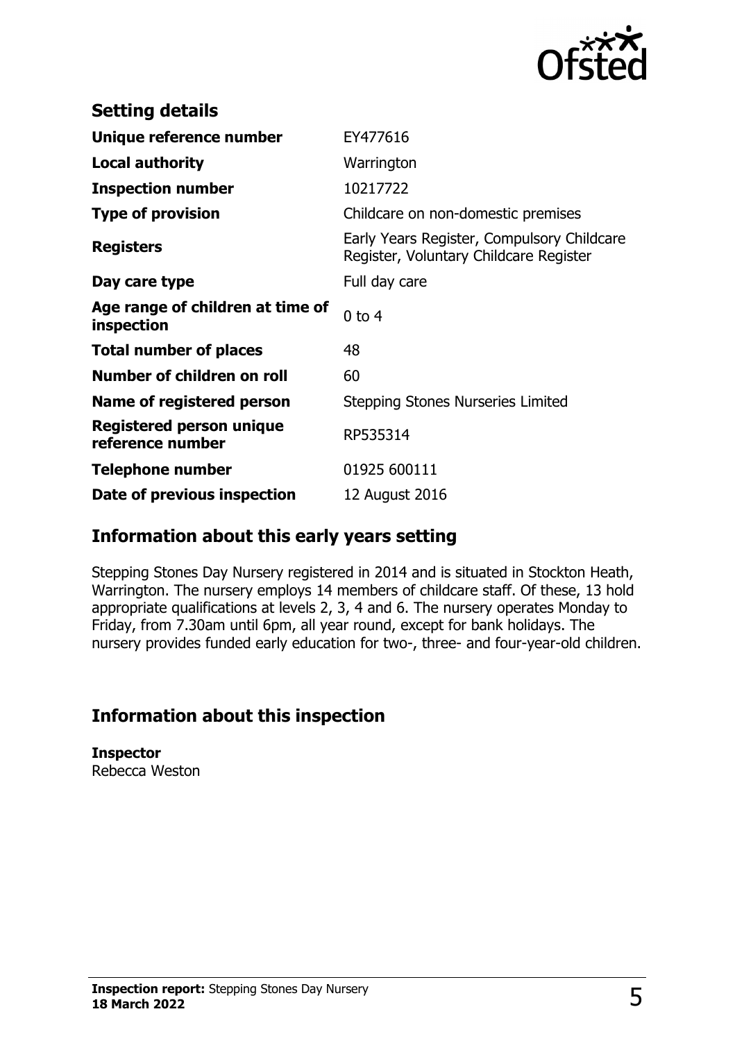## Setting details

| | |
|---|---|
| **Unique reference number** | EY477616 |
| **Local authority** | Warrington |
| **Inspection number** | 10217722 |
| **Type of provision** | Childcare on non-domestic premises |
| **Registers** | Early Years Register, Compulsory Childcare Register, Voluntary Childcare Register |
| **Day care type** | Full day care |
| **Age range of children at time of inspection** | 0 to 4 |
| **Total number of places** | 48 |
| **Number of children on roll** | 60 |
| **Name of registered person** | Stepping Stones Nurseries Limited |
| **Registered person unique reference number** | RP535314 |
| **Telephone number** | 01925 600111 |
| **Date of previous inspection** | 12 August 2016 |

## Information about this early years setting

Stepping Stones Day Nursery registered in 2014 and is situated in Stockton Heath, Warrington. The nursery employs 14 members of childcare staff. Of these, 13 hold appropriate qualifications at levels 2, 3, 4 and 6. The nursery operates Monday to Friday, from 7.30am until 6pm, all year round, except for bank holidays. The nursery provides funded early education for two-, three- and four-year-old children.

## Information about this inspection

**Inspector**
Rebecca Weston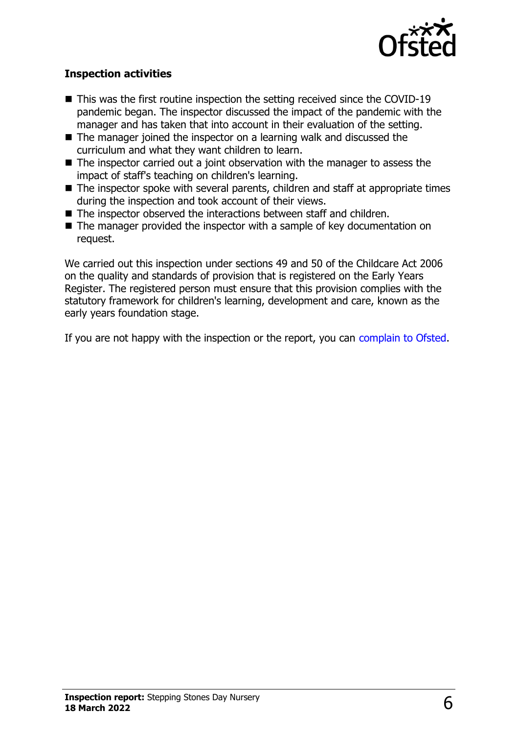### Inspection activities

- This was the first routine inspection the setting received since the COVID-19 pandemic began. The inspector discussed the impact of the pandemic with the manager and has taken that into account in their evaluation of the setting.
- The manager joined the inspector on a learning walk and discussed the curriculum and what they want children to learn.
- The inspector carried out a joint observation with the manager to assess the impact of staff's teaching on children's learning.
- The inspector spoke with several parents, children and staff at appropriate times during the inspection and took account of their views.
- The inspector observed the interactions between staff and children.
- The manager provided the inspector with a sample of key documentation on request.

We carried out this inspection under sections 49 and 50 of the Childcare Act 2006 on the quality and standards of provision that is registered on the Early Years Register. The registered person must ensure that this provision complies with the statutory framework for children's learning, development and care, known as the early years foundation stage.

If you are not happy with the inspection or the report, you can complain to Ofsted.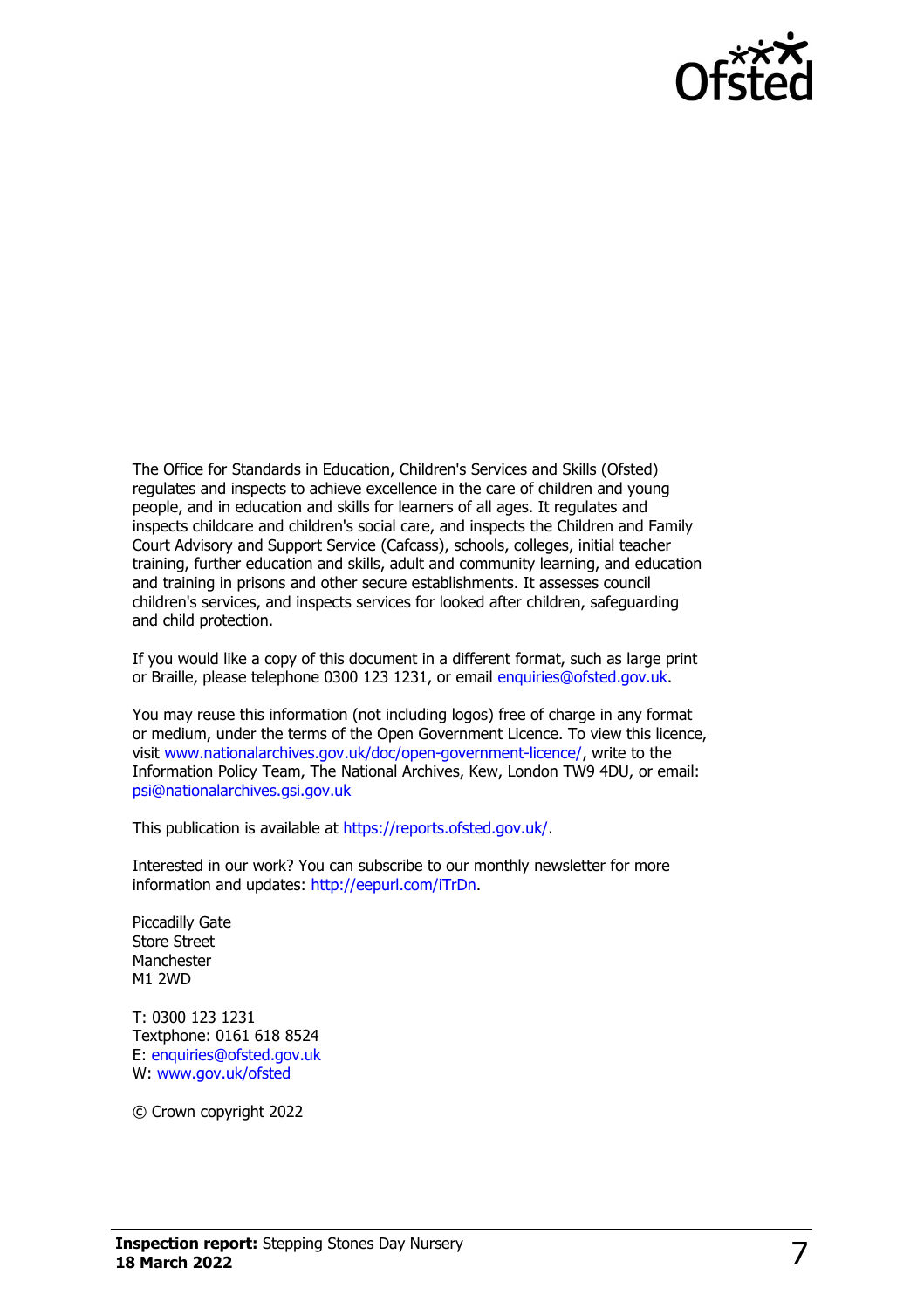The Office for Standards in Education, Children's Services and Skills (Ofsted) regulates and inspects to achieve excellence in the care of children and young people, and in education and skills for learners of all ages. It regulates and inspects childcare and children's social care, and inspects the Children and Family Court Advisory and Support Service (Cafcass), schools, colleges, initial teacher training, further education and skills, adult and community learning, and education and training in prisons and other secure establishments. It assesses council children's services, and inspects services for looked after children, safeguarding and child protection.

If you would like a copy of this document in a different format, such as large print or Braille, please telephone 0300 123 1231, or email enquiries@ofsted.gov.uk.

You may reuse this information (not including logos) free of charge in any format or medium, under the terms of the Open Government Licence. To view this licence, visit www.nationalarchives.gov.uk/doc/open-government-licence/, write to the Information Policy Team, The National Archives, Kew, London TW9 4DU, or email: psi@nationalarchives.gsi.gov.uk

This publication is available at https://reports.ofsted.gov.uk/.

Interested in our work? You can subscribe to our monthly newsletter for more information and updates: http://eepurl.com/iTrDn.

Piccadilly Gate
Store Street
Manchester
M1 2WD

T: 0300 123 1231
Textphone: 0161 618 8524
E: enquiries@ofsted.gov.uk
W: www.gov.uk/ofsted

© Crown copyright 2022